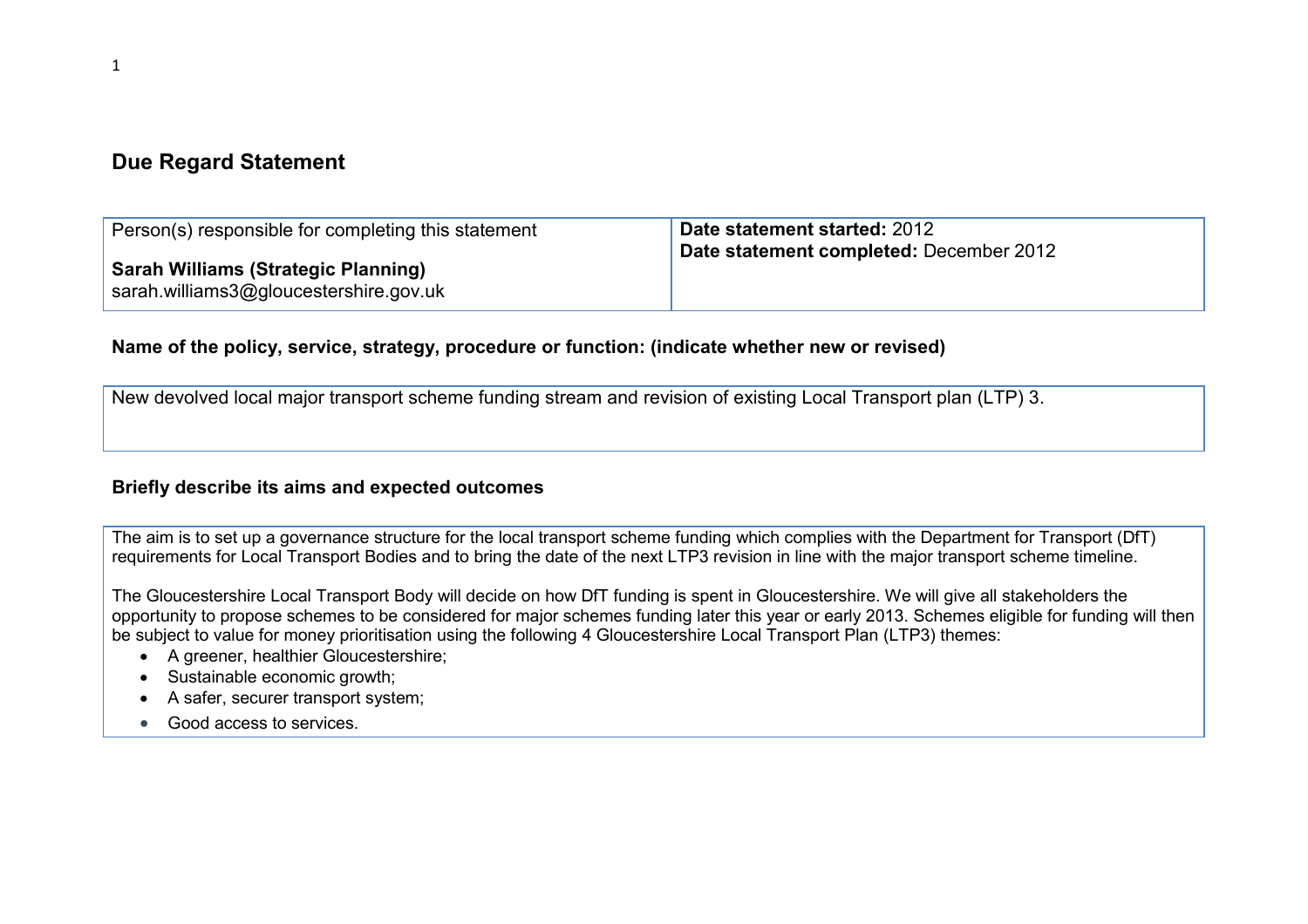# Due Regard Statement

| Person(s) responsible for completing this statement<br><br>**Sarah Williams (Strategic Planning)**<br>sarah.williams3@gloucestershire.gov.uk | **Date statement started:** 2012<br>**Date statement completed:** December 2012 |
| --- | --- |

## Name of the policy, service, strategy, procedure or function: (indicate whether new or revised)

New devolved local major transport scheme funding stream and revision of existing Local Transport plan (LTP) 3.

## Briefly describe its aims and expected outcomes

The aim is to set up a governance structure for the local transport scheme funding which complies with the Department for Transport (DfT) requirements for Local Transport Bodies and to bring the date of the next LTP3 revision in line with the major transport scheme timeline.

The Gloucestershire Local Transport Body will decide on how DfT funding is spent in Gloucestershire. We will give all stakeholders the opportunity to propose schemes to be considered for major schemes funding later this year or early 2013. Schemes eligible for funding will then be subject to value for money prioritisation using the following 4 Gloucestershire Local Transport Plan (LTP3) themes:

- A greener, healthier Gloucestershire;
- Sustainable economic growth;
- A safer, securer transport system;
- Good access to services.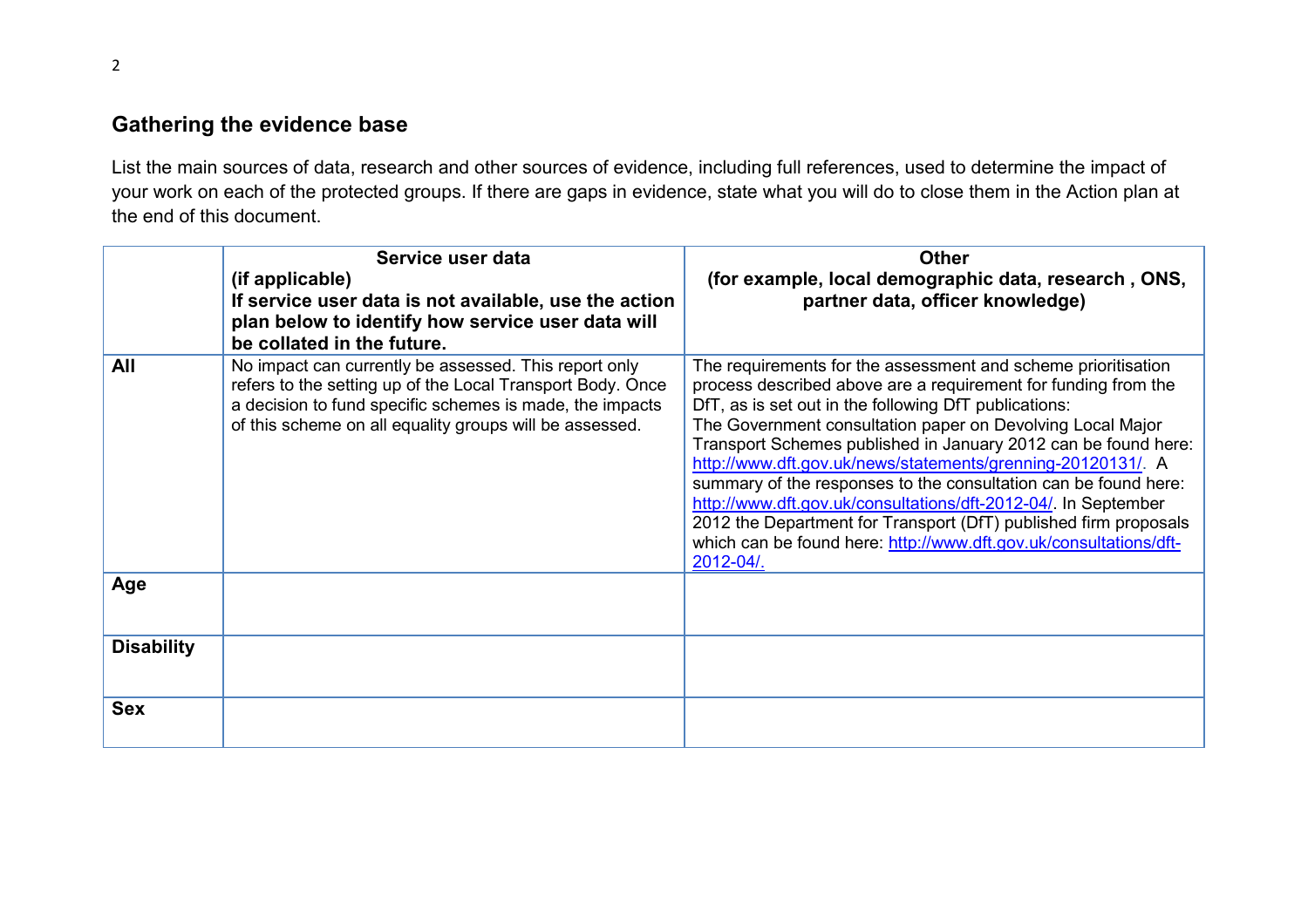## Gathering the evidence base

List the main sources of data, research and other sources of evidence, including full references, used to determine the impact of your work on each of the protected groups. If there are gaps in evidence, state what you will do to close them in the Action plan at the end of this document.

| | **Service user data (if applicable) If service user data is not available, use the action plan below to identify how service user data will be collated in the future.** | **Other (for example, local demographic data, research , ONS, partner data, officer knowledge)** |
|---|---|---|
| **All** | No impact can currently be assessed. This report only refers to the setting up of the Local Transport Body. Once a decision to fund specific schemes is made, the impacts of this scheme on all equality groups will be assessed. | The requirements for the assessment and scheme prioritisation process described above are a requirement for funding from the DfT, as is set out in the following DfT publications: The Government consultation paper on Devolving Local Major Transport Schemes published in January 2012 can be found here: http://www.dft.gov.uk/news/statements/grenning-20120131/. A summary of the responses to the consultation can be found here: http://www.dft.gov.uk/consultations/dft-2012-04/. In September 2012 the Department for Transport (DfT) published firm proposals which can be found here: http://www.dft.gov.uk/consultations/dft-2012-04/. |
| **Age** | | |
| **Disability** | | |
| **Sex** | | |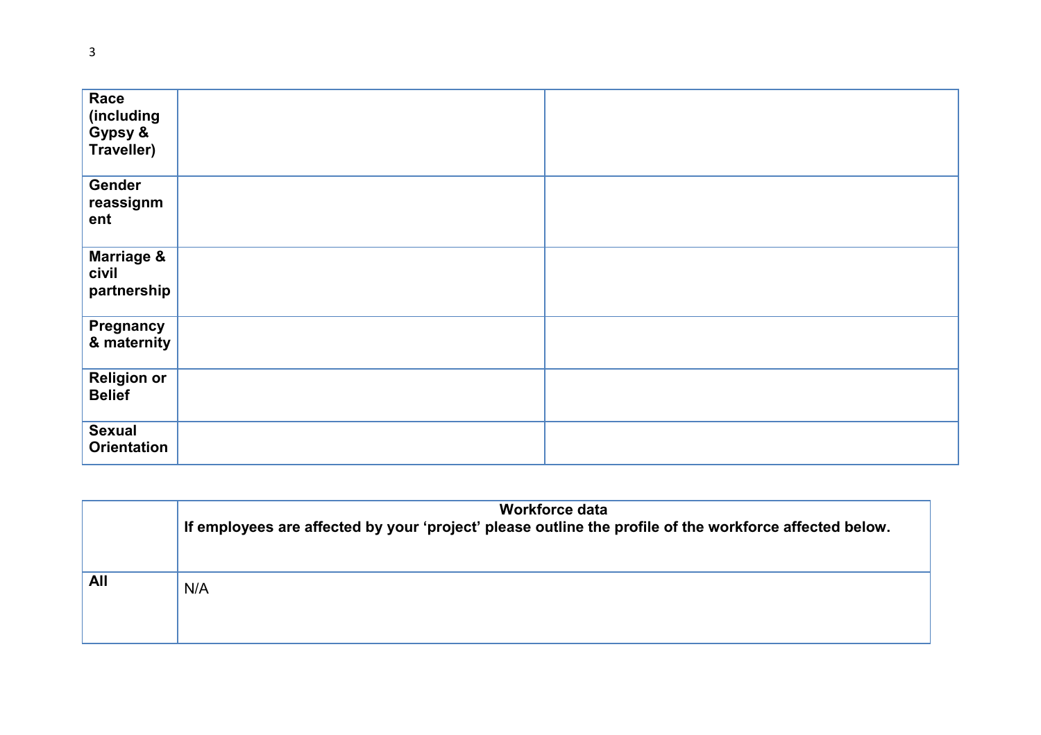| | | |
|---|---|---|
| **Race (including Gypsy & Traveller)** | | |
| **Gender reassignment** | | |
| **Marriage & civil partnership** | | |
| **Pregnancy & maternity** | | |
| **Religion or Belief** | | |
| **Sexual Orientation** | | |

| | **Workforce data**<br>**If employees are affected by your 'project' please outline the profile of the workforce affected below.** |
|---|---|
| **All** | N/A |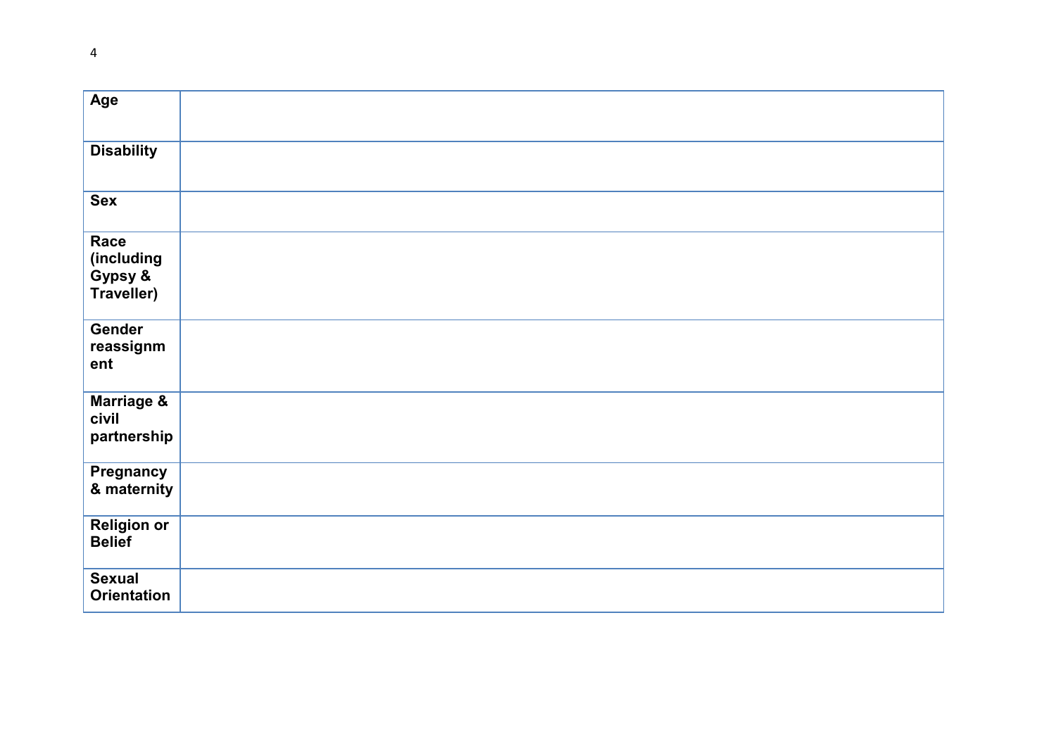| | |
|---|---|
| **Age** | |
| **Disability** | |
| **Sex** | |
| **Race (including Gypsy & Traveller)** | |
| **Gender reassignment** | |
| **Marriage & civil partnership** | |
| **Pregnancy & maternity** | |
| **Religion or Belief** | |
| **Sexual Orientation** | |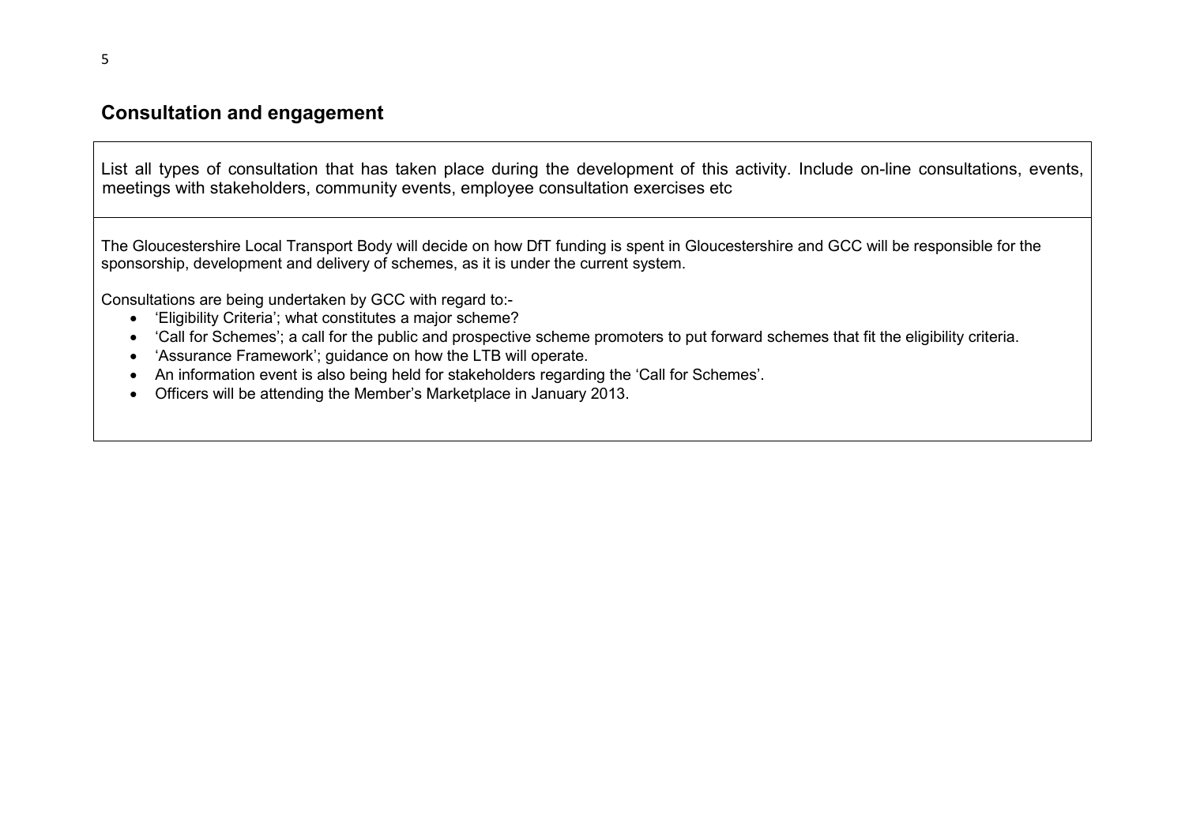## Consultation and engagement

| List all types of consultation that has taken place during the development of this activity. Include on-line consultations, events, meetings with stakeholders, community events, employee consultation exercises etc |
|---|
| The Gloucestershire Local Transport Body will decide on how DfT funding is spent in Gloucestershire and GCC will be responsible for the sponsorship, development and delivery of schemes, as it is under the current system.<br><br>Consultations are being undertaken by GCC with regard to:-<br>• 'Eligibility Criteria'; what constitutes a major scheme?<br>• 'Call for Schemes'; a call for the public and prospective scheme promoters to put forward schemes that fit the eligibility criteria.<br>• 'Assurance Framework'; guidance on how the LTB will operate.<br>• An information event is also being held for stakeholders regarding the 'Call for Schemes'.<br>• Officers will be attending the Member's Marketplace in January 2013. |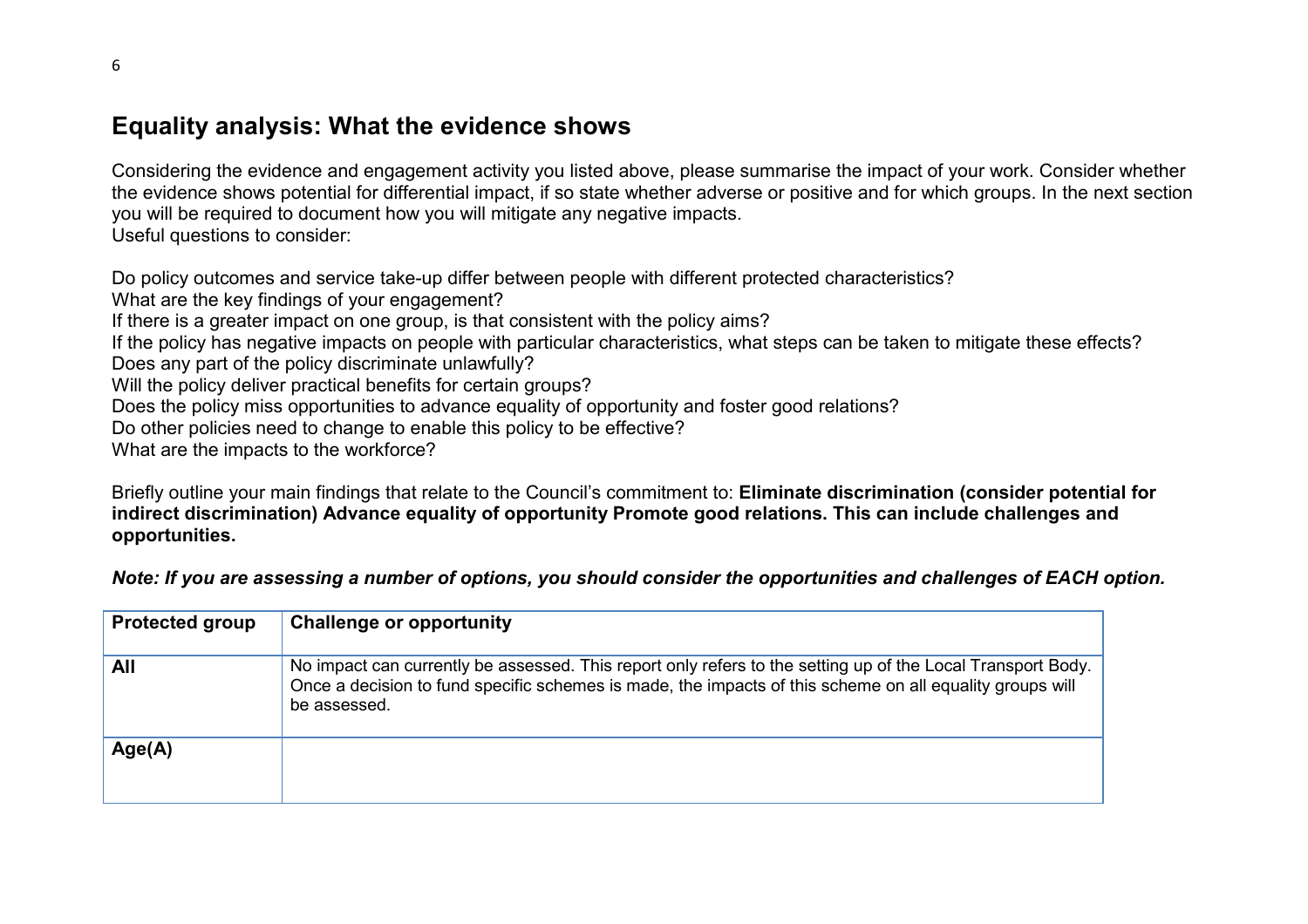## Equality analysis: What the evidence shows

Considering the evidence and engagement activity you listed above, please summarise the impact of your work. Consider whether the evidence shows potential for differential impact, if so state whether adverse or positive and for which groups. In the next section you will be required to document how you will mitigate any negative impacts.
Useful questions to consider:

Do policy outcomes and service take-up differ between people with different protected characteristics?
What are the key findings of your engagement?
If there is a greater impact on one group, is that consistent with the policy aims?
If the policy has negative impacts on people with particular characteristics, what steps can be taken to mitigate these effects?
Does any part of the policy discriminate unlawfully?
Will the policy deliver practical benefits for certain groups?
Does the policy miss opportunities to advance equality of opportunity and foster good relations?
Do other policies need to change to enable this policy to be effective?
What are the impacts to the workforce?

Briefly outline your main findings that relate to the Council's commitment to: **Eliminate discrimination (consider potential for indirect discrimination) Advance equality of opportunity Promote good relations. This can include challenges and opportunities.**

***Note: If you are assessing a number of options, you should consider the opportunities and challenges of EACH option.***

| Protected group | Challenge or opportunity |
|---|---|
| **All** | No impact can currently be assessed. This report only refers to the setting up of the Local Transport Body. Once a decision to fund specific schemes is made, the impacts of this scheme on all equality groups will be assessed. |
| **Age(A)** | |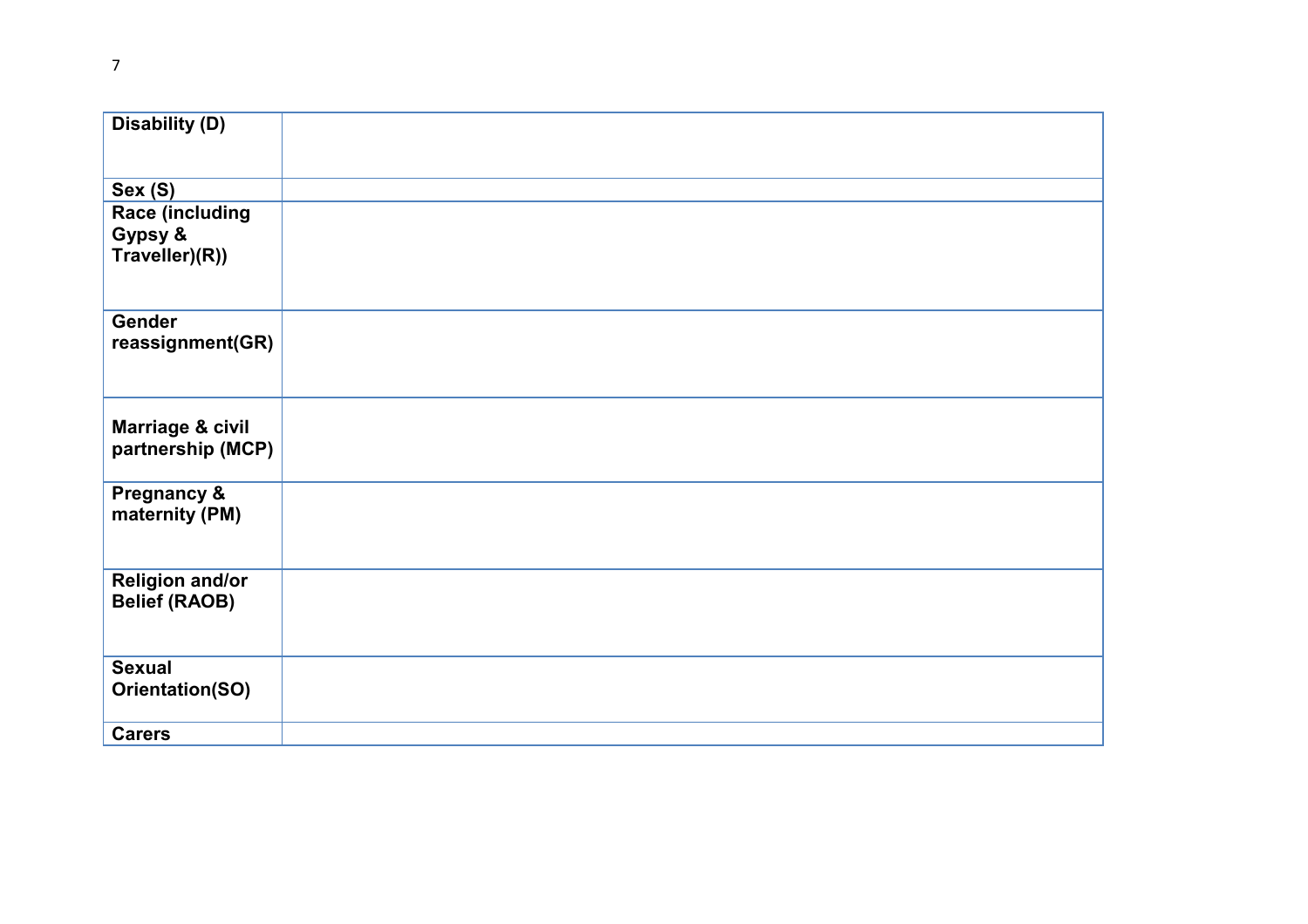| Disability (D) | |
|---|---|
| Sex (S) | |
| Race (including Gypsy & Traveller)(R)) | |
| Gender reassignment(GR) | |
| Marriage & civil partnership (MCP) | |
| Pregnancy & maternity (PM) | |
| Religion and/or Belief (RAOB) | |
| Sexual Orientation(SO) | |
| Carers | |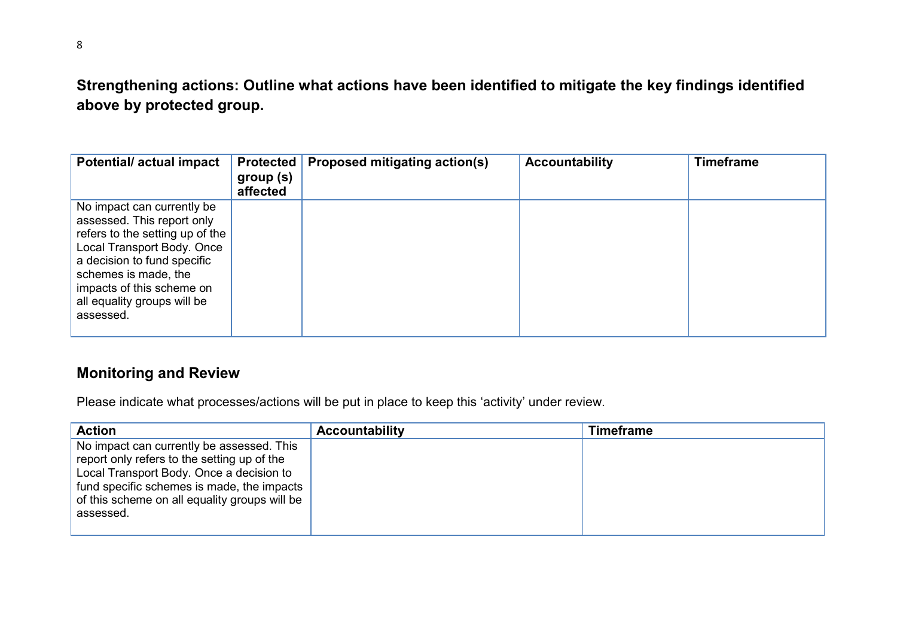**Strengthening actions: Outline what actions have been identified to mitigate the key findings identified above by protected group.**

| Potential/ actual impact | Protected group (s) affected | Proposed mitigating action(s) | Accountability | Timeframe |
|---|---|---|---|---|
| No impact can currently be assessed. This report only refers to the setting up of the Local Transport Body. Once a decision to fund specific schemes is made, the impacts of this scheme on all equality groups will be assessed. | | | | |

## Monitoring and Review

Please indicate what processes/actions will be put in place to keep this 'activity' under review.

| Action | Accountability | Timeframe |
|---|---|---|
| No impact can currently be assessed. This report only refers to the setting up of the Local Transport Body. Once a decision to fund specific schemes is made, the impacts of this scheme on all equality groups will be assessed. | | |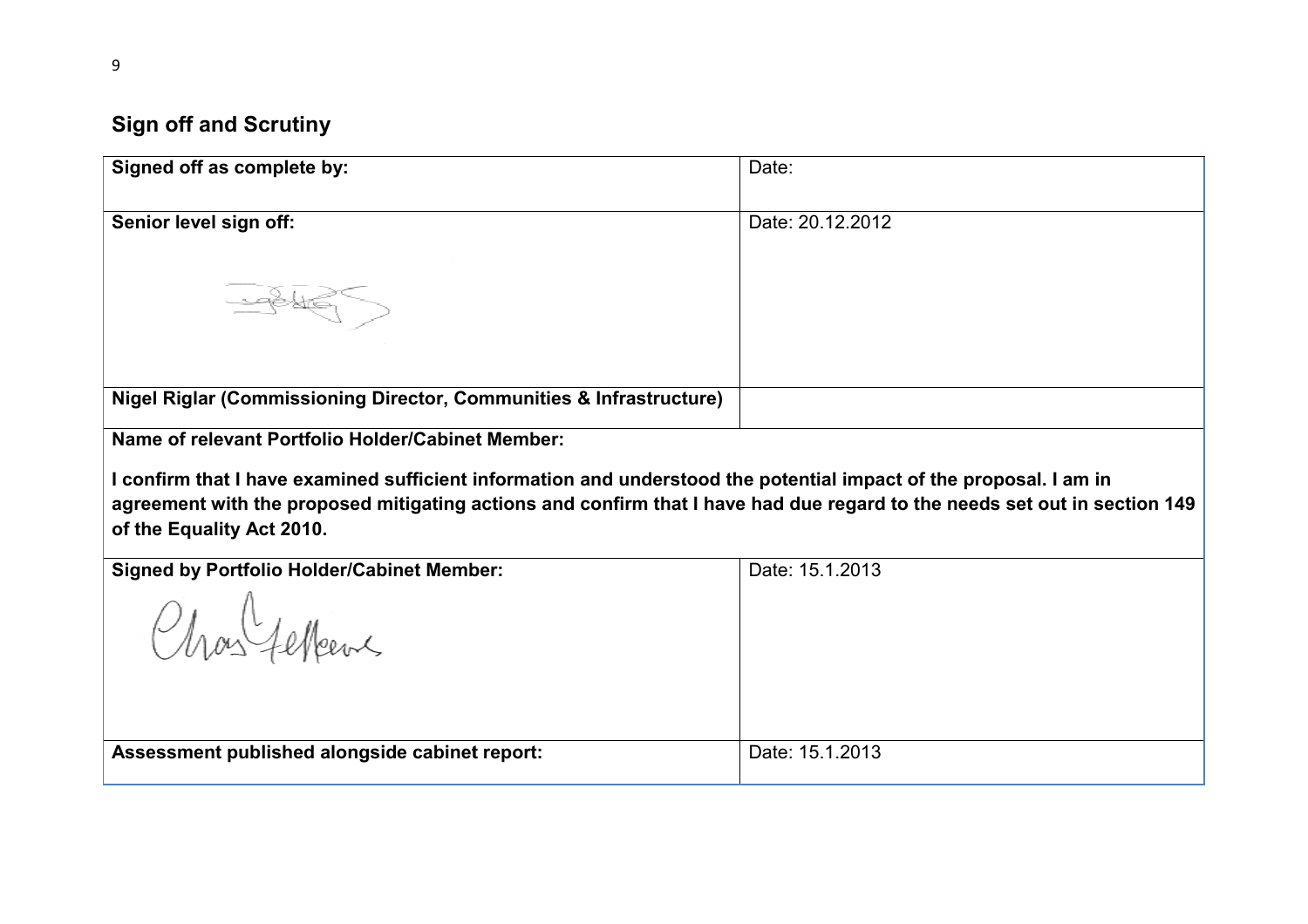## Sign off and Scrutiny

| | |
|---|---|
| **Signed off as complete by:** | Date: |
| **Senior level sign off:** | Date: 20.12.2012 |
| **Nigel Riglar (Commissioning Director, Communities & Infrastructure)** | |
| **Name of relevant Portfolio Holder/Cabinet Member:**<br><br>**I confirm that I have examined sufficient information and understood the potential impact of the proposal. I am in agreement with the proposed mitigating actions and confirm that I have had due regard to the needs set out in section 149 of the Equality Act 2010.** | |
| **Signed by Portfolio Holder/Cabinet Member:** | Date: 15.1.2013 |
| **Assessment published alongside cabinet report:** | Date: 15.1.2013 |